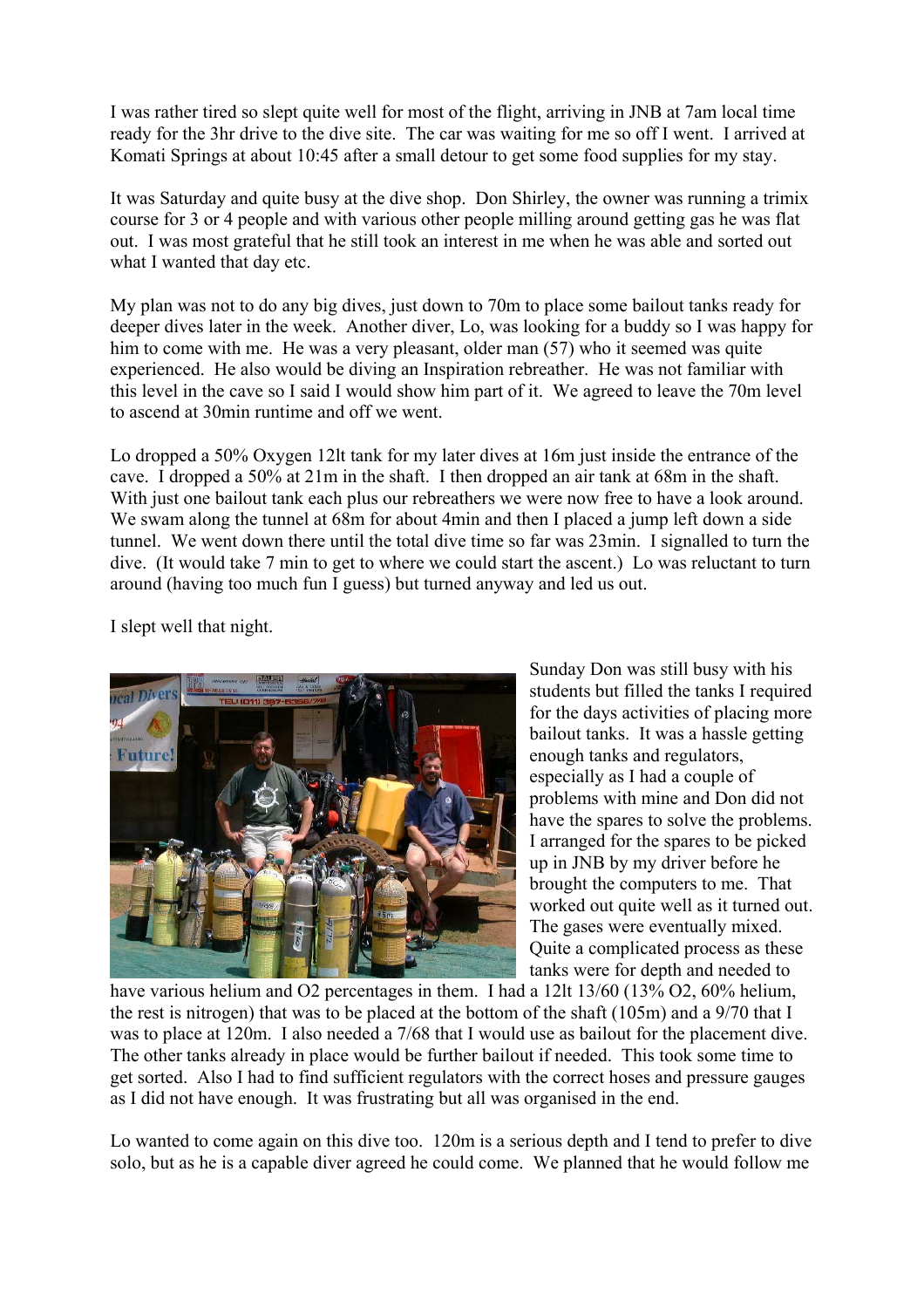I was rather tired so slept quite well for most of the flight, arriving in JNB at 7am local time ready for the 3hr drive to the dive site. The car was waiting for me so off I went. I arrived at Komati Springs at about 10:45 after a small detour to get some food supplies for my stay.

It was Saturday and quite busy at the dive shop. Don Shirley, the owner was running a trimix course for 3 or 4 people and with various other people milling around getting gas he was flat out. I was most grateful that he still took an interest in me when he was able and sorted out what I wanted that day etc.

My plan was not to do any big dives, just down to 70m to place some bailout tanks ready for deeper dives later in the week. Another diver, Lo, was looking for a buddy so I was happy for him to come with me. He was a very pleasant, older man (57) who it seemed was quite experienced. He also would be diving an Inspiration rebreather. He was not familiar with this level in the cave so I said I would show him part of it. We agreed to leave the 70m level to ascend at 30min runtime and off we went.

Lo dropped a 50% Oxygen 12lt tank for my later dives at 16m just inside the entrance of the cave. I dropped a 50% at 21m in the shaft. I then dropped an air tank at 68m in the shaft. With just one bailout tank each plus our rebreathers we were now free to have a look around. We swam along the tunnel at 68m for about 4min and then I placed a jump left down a side tunnel. We went down there until the total dive time so far was 23min. I signalled to turn the dive. (It would take 7 min to get to where we could start the ascent.) Lo was reluctant to turn around (having too much fun I guess) but turned anyway and led us out.

I slept well that night.

Sunday Don was still busy with his students but filled the tanks I required for the days activities of placing more bailout tanks. It was a hassle getting enough tanks and regulators, especially as I had a couple of problems with mine and Don did not have the spares to solve the problems. I arranged for the spares to be picked up in JNB by my driver before he brought the computers to me. That worked out quite well as it turned out. The gases were eventually mixed. Quite a complicated process as these tanks were for depth and needed to have various helium and O2 percentages in them. I had a 12lt 13/60 (13% O2, 60% helium, the rest is nitrogen) that was to be placed at the bottom of the shaft (105m) and a 9/70 that I was to place at 120m. I also needed a 7/68 that I would use as bailout for the placement dive. The other tanks already in place would be further bailout if needed. This took some time to get sorted. Also I had to find sufficient regulators with the correct hoses and pressure gauges as I did not have enough. It was frustrating but all was organised in the end.

Lo wanted to come again on this dive too. 120m is a serious depth and I tend to prefer to dive solo, but as he is a capable diver agreed he could come. We planned that he would follow me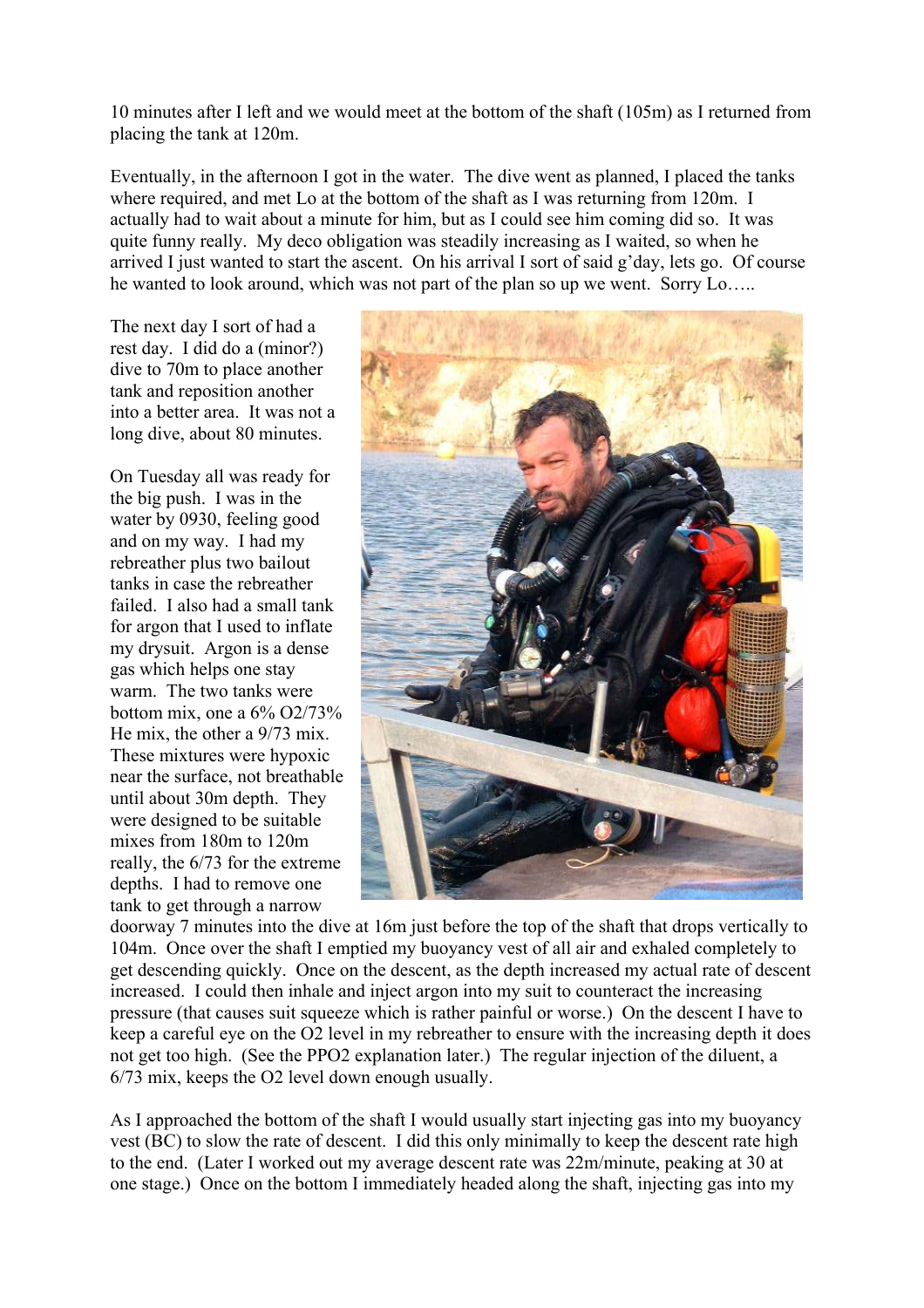10 minutes after I left and we would meet at the bottom of the shaft (105m) as I returned from placing the tank at 120m.

Eventually, in the afternoon I got in the water. The dive went as planned, I placed the tanks where required, and met Lo at the bottom of the shaft as I was returning from 120m. I actually had to wait about a minute for him, but as I could see him coming did so. It was quite funny really. My deco obligation was steadily increasing as I waited, so when he arrived I just wanted to start the ascent. On his arrival I sort of said g'day, lets go. Of course he wanted to look around, which was not part of the plan so up we went. Sorry Lo…..

The next day I sort of had a rest day. I did do a (minor?) dive to 70m to place another tank and reposition another into a better area. It was not a long dive, about 80 minutes.

On Tuesday all was ready for the big push. I was in the water by 0930, feeling good and on my way. I had my rebreather plus two bailout tanks in case the rebreather failed. I also had a small tank for argon that I used to inflate my drysuit. Argon is a dense gas which helps one stay warm. The two tanks were bottom mix, one a 6% O2/73% He mix, the other a 9/73 mix. These mixtures were hypoxic near the surface, not breathable until about 30m depth. They were designed to be suitable mixes from 180m to 120m really, the 6/73 for the extreme depths. I had to remove one tank to get through a narrow doorway 7 minutes into the dive at 16m just before the top of the shaft that drops vertically to 104m. Once over the shaft I emptied my buoyancy vest of all air and exhaled completely to get descending quickly. Once on the descent, as the depth increased my actual rate of descent increased. I could then inhale and inject argon into my suit to counteract the increasing pressure (that causes suit squeeze which is rather painful or worse.) On the descent I have to keep a careful eye on the O2 level in my rebreather to ensure with the increasing depth it does not get too high. (See the PPO2 explanation later.) The regular injection of the diluent, a 6/73 mix, keeps the O2 level down enough usually.

As I approached the bottom of the shaft I would usually start injecting gas into my buoyancy vest (BC) to slow the rate of descent. I did this only minimally to keep the descent rate high to the end. (Later I worked out my average descent rate was 22m/minute, peaking at 30 at one stage.) Once on the bottom I immediately headed along the shaft, injecting gas into my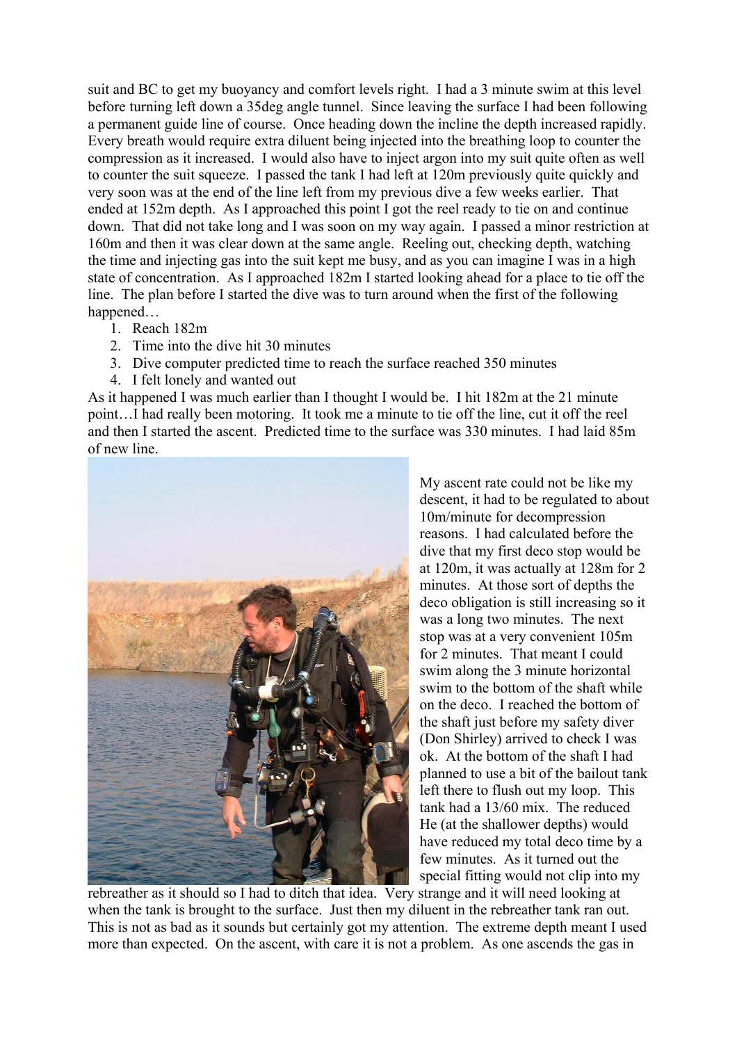suit and BC to get my buoyancy and comfort levels right. I had a 3 minute swim at this level before turning left down a 35deg angle tunnel. Since leaving the surface I had been following a permanent guide line of course. Once heading down the incline the depth increased rapidly. Every breath would require extra diluent being injected into the breathing loop to counter the compression as it increased. I would also have to inject argon into my suit quite often as well to counter the suit squeeze. I passed the tank I had left at 120m previously quite quickly and very soon was at the end of the line left from my previous dive a few weeks earlier. That ended at 152m depth. As I approached this point I got the reel ready to tie on and continue down. That did not take long and I was soon on my way again. I passed a minor restriction at 160m and then it was clear down at the same angle. Reeling out, checking depth, watching the time and injecting gas into the suit kept me busy, and as you can imagine I was in a high state of concentration. As I approached 182m I started looking ahead for a place to tie off the line. The plan before I started the dive was to turn around when the first of the following happened…

1. Reach 182m
2. Time into the dive hit 30 minutes
3. Dive computer predicted time to reach the surface reached 350 minutes
4. I felt lonely and wanted out

As it happened I was much earlier than I thought I would be. I hit 182m at the 21 minute point…I had really been motoring. It took me a minute to tie off the line, cut it off the reel and then I started the ascent. Predicted time to the surface was 330 minutes. I had laid 85m of new line.

My ascent rate could not be like my descent, it had to be regulated to about 10m/minute for decompression reasons. I had calculated before the dive that my first deco stop would be at 120m, it was actually at 128m for 2 minutes. At those sort of depths the deco obligation is still increasing so it was a long two minutes. The next stop was at a very convenient 105m for 2 minutes. That meant I could swim along the 3 minute horizontal swim to the bottom of the shaft while on the deco. I reached the bottom of the shaft just before my safety diver (Don Shirley) arrived to check I was ok. At the bottom of the shaft I had planned to use a bit of the bailout tank left there to flush out my loop. This tank had a 13/60 mix. The reduced He (at the shallower depths) would have reduced my total deco time by a few minutes. As it turned out the special fitting would not clip into my rebreather as it should so I had to ditch that idea. Very strange and it will need looking at when the tank is brought to the surface. Just then my diluent in the rebreather tank ran out. This is not as bad as it sounds but certainly got my attention. The extreme depth meant I used more than expected. On the ascent, with care it is not a problem. As one ascends the gas in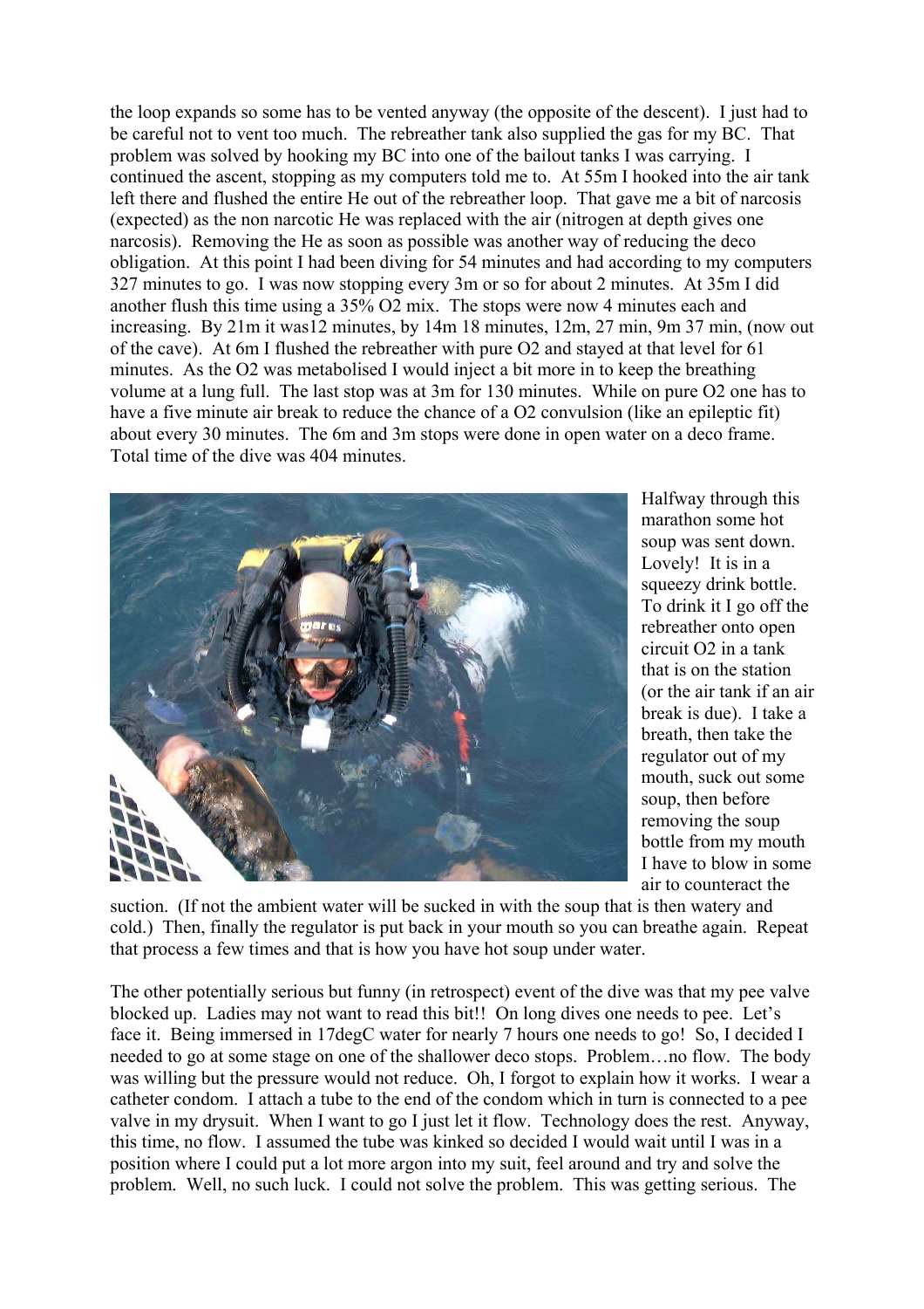the loop expands so some has to be vented anyway (the opposite of the descent). I just had to be careful not to vent too much. The rebreather tank also supplied the gas for my BC. That problem was solved by hooking my BC into one of the bailout tanks I was carrying. I continued the ascent, stopping as my computers told me to. At 55m I hooked into the air tank left there and flushed the entire He out of the rebreather loop. That gave me a bit of narcosis (expected) as the non narcotic He was replaced with the air (nitrogen at depth gives one narcosis). Removing the He as soon as possible was another way of reducing the deco obligation. At this point I had been diving for 54 minutes and had according to my computers 327 minutes to go. I was now stopping every 3m or so for about 2 minutes. At 35m I did another flush this time using a 35% O2 mix. The stops were now 4 minutes each and increasing. By 21m it was12 minutes, by 14m 18 minutes, 12m, 27 min, 9m 37 min, (now out of the cave). At 6m I flushed the rebreather with pure O2 and stayed at that level for 61 minutes. As the O2 was metabolised I would inject a bit more in to keep the breathing volume at a lung full. The last stop was at 3m for 130 minutes. While on pure O2 one has to have a five minute air break to reduce the chance of a O2 convulsion (like an epileptic fit) about every 30 minutes. The 6m and 3m stops were done in open water on a deco frame. Total time of the dive was 404 minutes.

Halfway through this marathon some hot soup was sent down. Lovely! It is in a squeezy drink bottle. To drink it I go off the rebreather onto open circuit O2 in a tank that is on the station (or the air tank if an air break is due). I take a breath, then take the regulator out of my mouth, suck out some soup, then before removing the soup bottle from my mouth I have to blow in some air to counteract the suction. (If not the ambient water will be sucked in with the soup that is then watery and cold.) Then, finally the regulator is put back in your mouth so you can breathe again. Repeat that process a few times and that is how you have hot soup under water.

The other potentially serious but funny (in retrospect) event of the dive was that my pee valve blocked up. Ladies may not want to read this bit!! On long dives one needs to pee. Let's face it. Being immersed in 17degC water for nearly 7 hours one needs to go! So, I decided I needed to go at some stage on one of the shallower deco stops. Problem…no flow. The body was willing but the pressure would not reduce. Oh, I forgot to explain how it works. I wear a catheter condom. I attach a tube to the end of the condom which in turn is connected to a pee valve in my drysuit. When I want to go I just let it flow. Technology does the rest. Anyway, this time, no flow. I assumed the tube was kinked so decided I would wait until I was in a position where I could put a lot more argon into my suit, feel around and try and solve the problem. Well, no such luck. I could not solve the problem. This was getting serious. The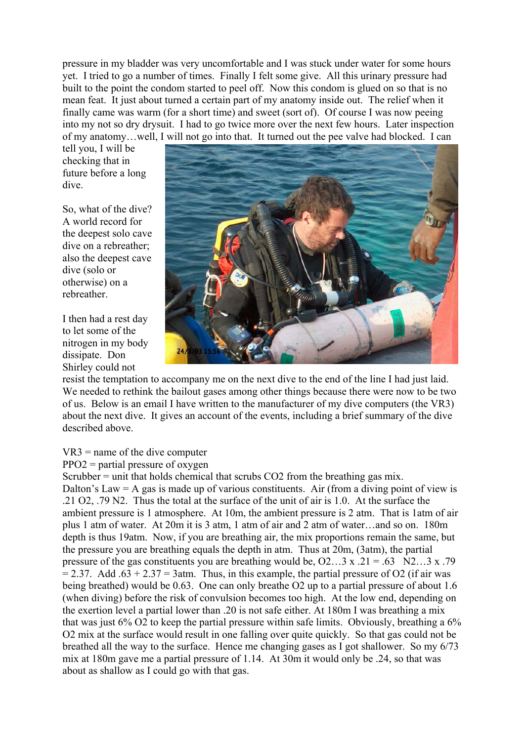pressure in my bladder was very uncomfortable and I was stuck under water for some hours yet. I tried to go a number of times. Finally I felt some give. All this urinary pressure had built to the point the condom started to peel off. Now this condom is glued on so that is no mean feat. It just about turned a certain part of my anatomy inside out. The relief when it finally came was warm (for a short time) and sweet (sort of). Of course I was now peeing into my not so dry drysuit. I had to go twice more over the next few hours. Later inspection of my anatomy…well, I will not go into that. It turned out the pee valve had blocked. I can tell you, I will be checking that in future before a long dive.

So, what of the dive? A world record for the deepest solo cave dive on a rebreather; also the deepest cave dive (solo or otherwise) on a rebreather.

I then had a rest day to let some of the nitrogen in my body dissipate. Don Shirley could not resist the temptation to accompany me on the next dive to the end of the line I had just laid. We needed to rethink the bailout gases among other things because there were now to be two of us. Below is an email I have written to the manufacturer of my dive computers (the VR3) about the next dive. It gives an account of the events, including a brief summary of the dive described above.

VR3 = name of the dive computer
PPO2 = partial pressure of oxygen
Scrubber = unit that holds chemical that scrubs $CO_2$ from the breathing gas mix.
Dalton's Law = A gas is made up of various constituents. Air (from a diving point of view is .21 $O_2$, .79 $N_2$. Thus the total at the surface of the unit of air is 1.0. At the surface the ambient pressure is 1 atmosphere. At 10m, the ambient pressure is 2 atm. That is 1atm of air plus 1 atm of water. At 20m it is 3 atm, 1 atm of air and 2 atm of water…and so on. 180m depth is thus 19atm. Now, if you are breathing air, the mix proportions remain the same, but the pressure you are breathing equals the depth in atm. Thus at 20m, (3atm), the partial pressure of the gas constituents you are breathing would be, $O_2$…3 x .21 = .63 $N_2$…3 x .79 = 2.37. Add .63 + 2.37 = 3atm. Thus, in this example, the partial pressure of $O_2$ (if air was being breathed) would be 0.63. One can only breathe $O_2$ up to a partial pressure of about 1.6 (when diving) before the risk of convulsion becomes too high. At the low end, depending on the exertion level a partial lower than .20 is not safe either. At 180m I was breathing a mix that was just 6% $O_2$ to keep the partial pressure within safe limits. Obviously, breathing a 6% $O_2$ mix at the surface would result in one falling over quite quickly. So that gas could not be breathed all the way to the surface. Hence me changing gases as I got shallower. So my 6/73 mix at 180m gave me a partial pressure of 1.14. At 30m it would only be .24, so that was about as shallow as I could go with that gas.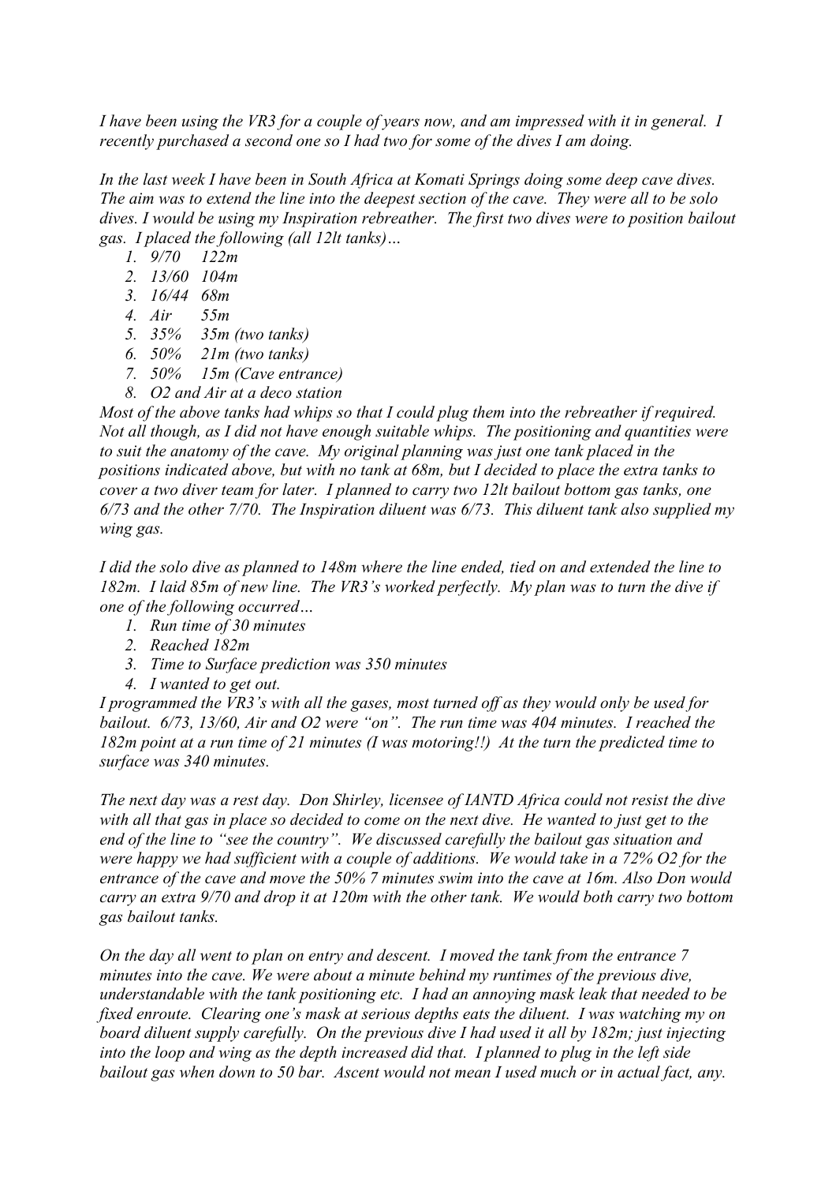*I have been using the VR3 for a couple of years now, and am impressed with it in general. I recently purchased a second one so I had two for some of the dives I am doing.*

*In the last week I have been in South Africa at Komati Springs doing some deep cave dives. The aim was to extend the line into the deepest section of the cave. They were all to be solo dives. I would be using my Inspiration rebreather. The first two dives were to position bailout gas. I placed the following (all 12lt tanks)…*

1. *9/70 122m*
2. *13/60 104m*
3. *16/44 68m*
4. *Air 55m*
5. *35% 35m (two tanks)*
6. *50% 21m (two tanks)*
7. *50% 15m (Cave entrance)*
8. *O2 and Air at a deco station*

*Most of the above tanks had whips so that I could plug them into the rebreather if required. Not all though, as I did not have enough suitable whips. The positioning and quantities were to suit the anatomy of the cave. My original planning was just one tank placed in the positions indicated above, but with no tank at 68m, but I decided to place the extra tanks to cover a two diver team for later. I planned to carry two 12lt bailout bottom gas tanks, one 6/73 and the other 7/70. The Inspiration diluent was 6/73. This diluent tank also supplied my wing gas.*

*I did the solo dive as planned to 148m where the line ended, tied on and extended the line to 182m. I laid 85m of new line. The VR3's worked perfectly. My plan was to turn the dive if one of the following occurred…*

1. *Run time of 30 minutes*
2. *Reached 182m*
3. *Time to Surface prediction was 350 minutes*
4. *I wanted to get out.*

*I programmed the VR3's with all the gases, most turned off as they would only be used for bailout. 6/73, 13/60, Air and O2 were "on". The run time was 404 minutes. I reached the 182m point at a run time of 21 minutes (I was motoring!!) At the turn the predicted time to surface was 340 minutes.*

*The next day was a rest day. Don Shirley, licensee of IANTD Africa could not resist the dive with all that gas in place so decided to come on the next dive. He wanted to just get to the end of the line to "see the country". We discussed carefully the bailout gas situation and were happy we had sufficient with a couple of additions. We would take in a 72% O2 for the entrance of the cave and move the 50% 7 minutes swim into the cave at 16m. Also Don would carry an extra 9/70 and drop it at 120m with the other tank. We would both carry two bottom gas bailout tanks.*

*On the day all went to plan on entry and descent. I moved the tank from the entrance 7 minutes into the cave. We were about a minute behind my runtimes of the previous dive, understandable with the tank positioning etc. I had an annoying mask leak that needed to be fixed enroute. Clearing one's mask at serious depths eats the diluent. I was watching my on board diluent supply carefully. On the previous dive I had used it all by 182m; just injecting into the loop and wing as the depth increased did that. I planned to plug in the left side bailout gas when down to 50 bar. Ascent would not mean I used much or in actual fact, any.*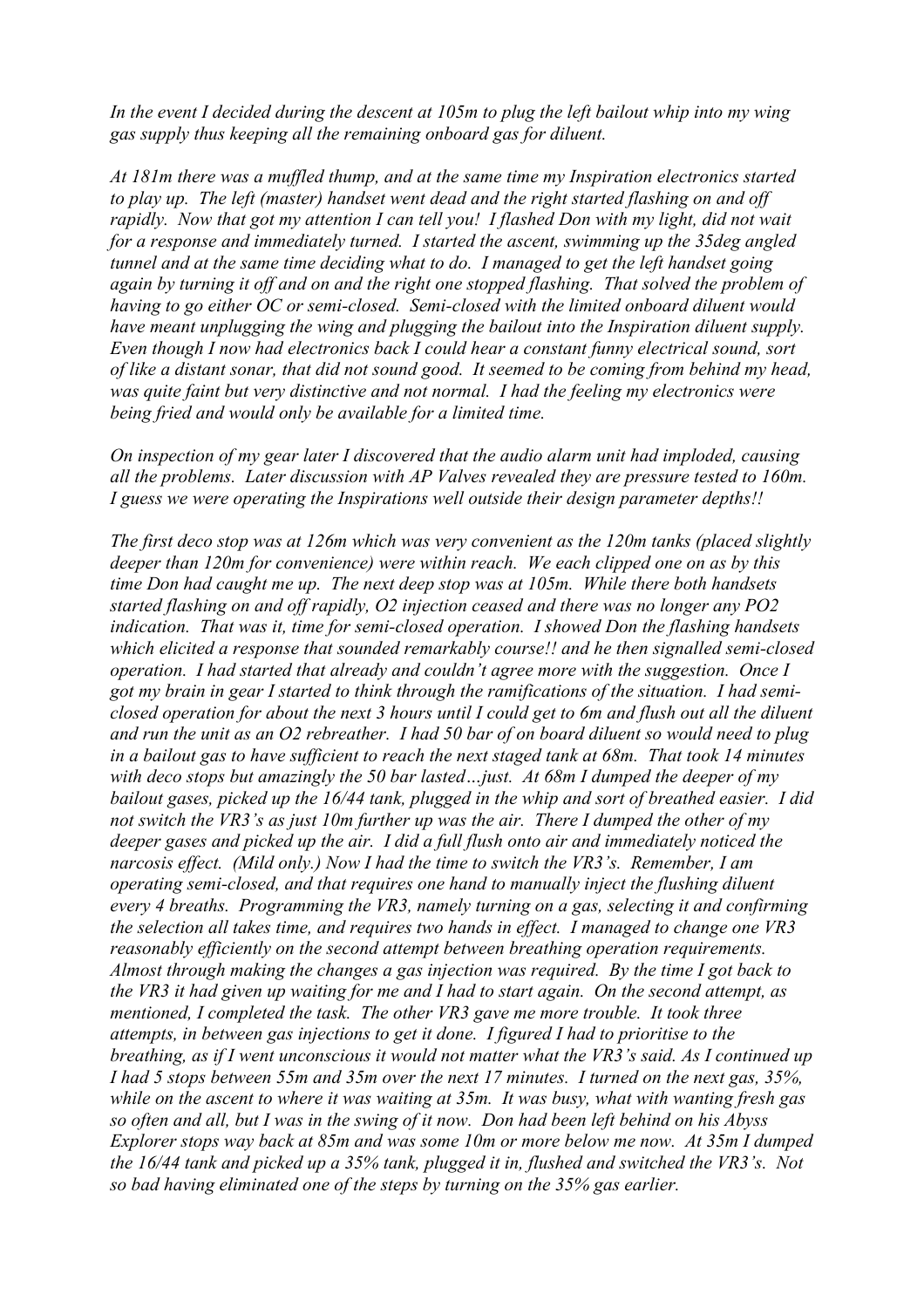*In the event I decided during the descent at 105m to plug the left bailout whip into my wing gas supply thus keeping all the remaining onboard gas for diluent.*

*At 181m there was a muffled thump, and at the same time my Inspiration electronics started to play up. The left (master) handset went dead and the right started flashing on and off rapidly. Now that got my attention I can tell you! I flashed Don with my light, did not wait for a response and immediately turned. I started the ascent, swimming up the 35deg angled tunnel and at the same time deciding what to do. I managed to get the left handset going again by turning it off and on and the right one stopped flashing. That solved the problem of having to go either OC or semi-closed. Semi-closed with the limited onboard diluent would have meant unplugging the wing and plugging the bailout into the Inspiration diluent supply. Even though I now had electronics back I could hear a constant funny electrical sound, sort of like a distant sonar, that did not sound good. It seemed to be coming from behind my head, was quite faint but very distinctive and not normal. I had the feeling my electronics were being fried and would only be available for a limited time.*

*On inspection of my gear later I discovered that the audio alarm unit had imploded, causing all the problems. Later discussion with AP Valves revealed they are pressure tested to 160m. I guess we were operating the Inspirations well outside their design parameter depths!!*

*The first deco stop was at 126m which was very convenient as the 120m tanks (placed slightly deeper than 120m for convenience) were within reach. We each clipped one on as by this time Don had caught me up. The next deep stop was at 105m. While there both handsets started flashing on and off rapidly, O2 injection ceased and there was no longer any PO2 indication. That was it, time for semi-closed operation. I showed Don the flashing handsets which elicited a response that sounded remarkably course!! and he then signalled semi-closed operation. I had started that already and couldn't agree more with the suggestion. Once I got my brain in gear I started to think through the ramifications of the situation. I had semi-closed operation for about the next 3 hours until I could get to 6m and flush out all the diluent and run the unit as an O2 rebreather. I had 50 bar of on board diluent so would need to plug in a bailout gas to have sufficient to reach the next staged tank at 68m. That took 14 minutes with deco stops but amazingly the 50 bar lasted…just. At 68m I dumped the deeper of my bailout gases, picked up the 16/44 tank, plugged in the whip and sort of breathed easier. I did not switch the VR3's as just 10m further up was the air. There I dumped the other of my deeper gases and picked up the air. I did a full flush onto air and immediately noticed the narcosis effect. (Mild only.) Now I had the time to switch the VR3's. Remember, I am operating semi-closed, and that requires one hand to manually inject the flushing diluent every 4 breaths. Programming the VR3, namely turning on a gas, selecting it and confirming the selection all takes time, and requires two hands in effect. I managed to change one VR3 reasonably efficiently on the second attempt between breathing operation requirements. Almost through making the changes a gas injection was required. By the time I got back to the VR3 it had given up waiting for me and I had to start again. On the second attempt, as mentioned, I completed the task. The other VR3 gave me more trouble. It took three attempts, in between gas injections to get it done. I figured I had to prioritise to the breathing, as if I went unconscious it would not matter what the VR3's said. As I continued up I had 5 stops between 55m and 35m over the next 17 minutes. I turned on the next gas, 35%, while on the ascent to where it was waiting at 35m. It was busy, what with wanting fresh gas so often and all, but I was in the swing of it now. Don had been left behind on his Abyss Explorer stops way back at 85m and was some 10m or more below me now. At 35m I dumped the 16/44 tank and picked up a 35% tank, plugged it in, flushed and switched the VR3's. Not so bad having eliminated one of the steps by turning on the 35% gas earlier.*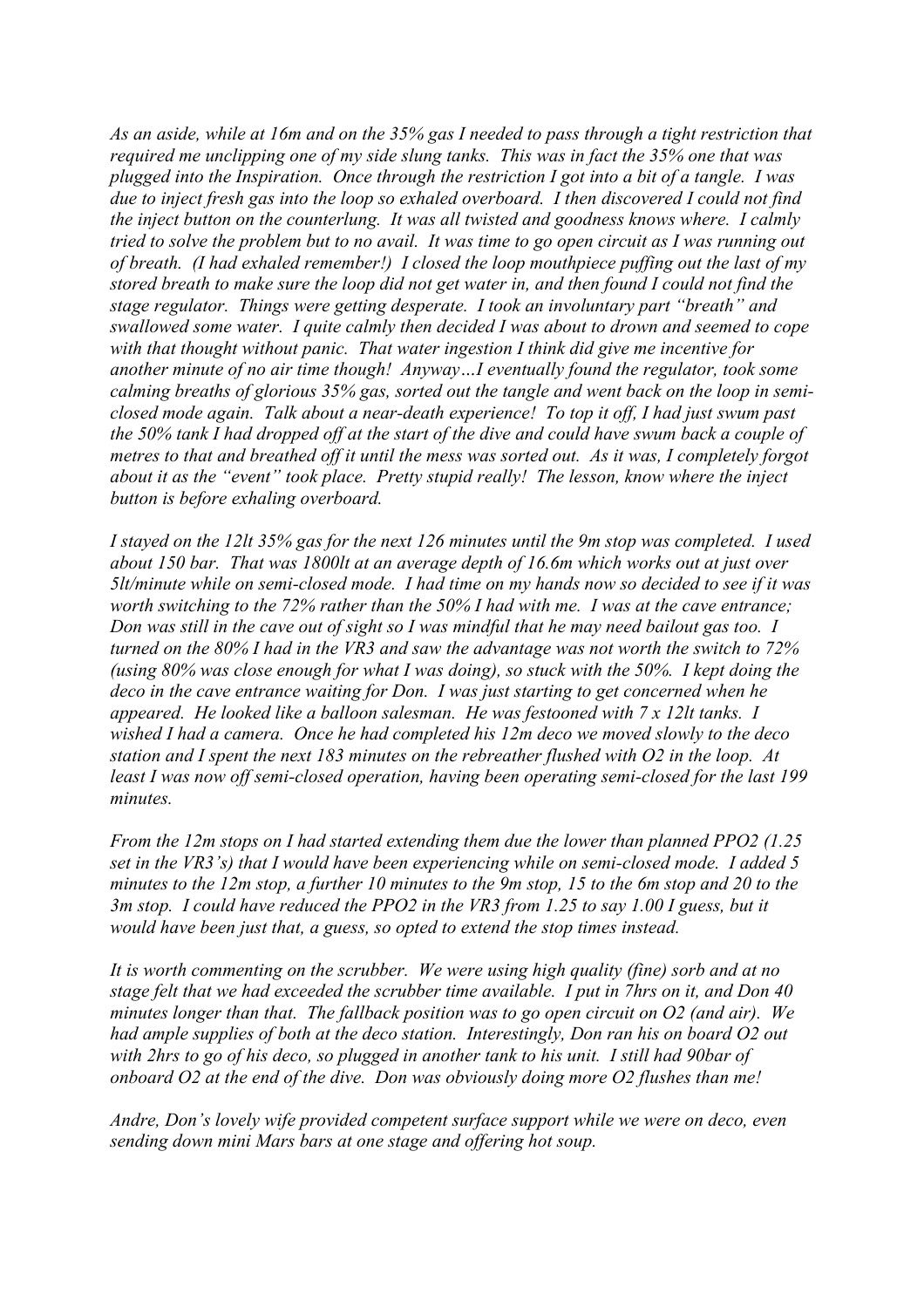*As an aside, while at 16m and on the 35% gas I needed to pass through a tight restriction that required me unclipping one of my side slung tanks. This was in fact the 35% one that was plugged into the Inspiration. Once through the restriction I got into a bit of a tangle. I was due to inject fresh gas into the loop so exhaled overboard. I then discovered I could not find the inject button on the counterlung. It was all twisted and goodness knows where. I calmly tried to solve the problem but to no avail. It was time to go open circuit as I was running out of breath. (I had exhaled remember!) I closed the loop mouthpiece puffing out the last of my stored breath to make sure the loop did not get water in, and then found I could not find the stage regulator. Things were getting desperate. I took an involuntary part "breath" and swallowed some water. I quite calmly then decided I was about to drown and seemed to cope with that thought without panic. That water ingestion I think did give me incentive for another minute of no air time though! Anyway…I eventually found the regulator, took some calming breaths of glorious 35% gas, sorted out the tangle and went back on the loop in semi-closed mode again. Talk about a near-death experience! To top it off, I had just swum past the 50% tank I had dropped off at the start of the dive and could have swum back a couple of metres to that and breathed off it until the mess was sorted out. As it was, I completely forgot about it as the "event" took place. Pretty stupid really! The lesson, know where the inject button is before exhaling overboard.*

*I stayed on the 12lt 35% gas for the next 126 minutes until the 9m stop was completed. I used about 150 bar. That was 1800lt at an average depth of 16.6m which works out at just over 5lt/minute while on semi-closed mode. I had time on my hands now so decided to see if it was worth switching to the 72% rather than the 50% I had with me. I was at the cave entrance; Don was still in the cave out of sight so I was mindful that he may need bailout gas too. I turned on the 80% I had in the VR3 and saw the advantage was not worth the switch to 72% (using 80% was close enough for what I was doing), so stuck with the 50%. I kept doing the deco in the cave entrance waiting for Don. I was just starting to get concerned when he appeared. He looked like a balloon salesman. He was festooned with 7 x 12lt tanks. I wished I had a camera. Once he had completed his 12m deco we moved slowly to the deco station and I spent the next 183 minutes on the rebreather flushed with O2 in the loop. At least I was now off semi-closed operation, having been operating semi-closed for the last 199 minutes.*

*From the 12m stops on I had started extending them due the lower than planned PPO2 (1.25 set in the VR3's) that I would have been experiencing while on semi-closed mode. I added 5 minutes to the 12m stop, a further 10 minutes to the 9m stop, 15 to the 6m stop and 20 to the 3m stop. I could have reduced the PPO2 in the VR3 from 1.25 to say 1.00 I guess, but it would have been just that, a guess, so opted to extend the stop times instead.*

*It is worth commenting on the scrubber. We were using high quality (fine) sorb and at no stage felt that we had exceeded the scrubber time available. I put in 7hrs on it, and Don 40 minutes longer than that. The fallback position was to go open circuit on O2 (and air). We had ample supplies of both at the deco station. Interestingly, Don ran his on board O2 out with 2hrs to go of his deco, so plugged in another tank to his unit. I still had 90bar of onboard O2 at the end of the dive. Don was obviously doing more O2 flushes than me!*

*Andre, Don's lovely wife provided competent surface support while we were on deco, even sending down mini Mars bars at one stage and offering hot soup.*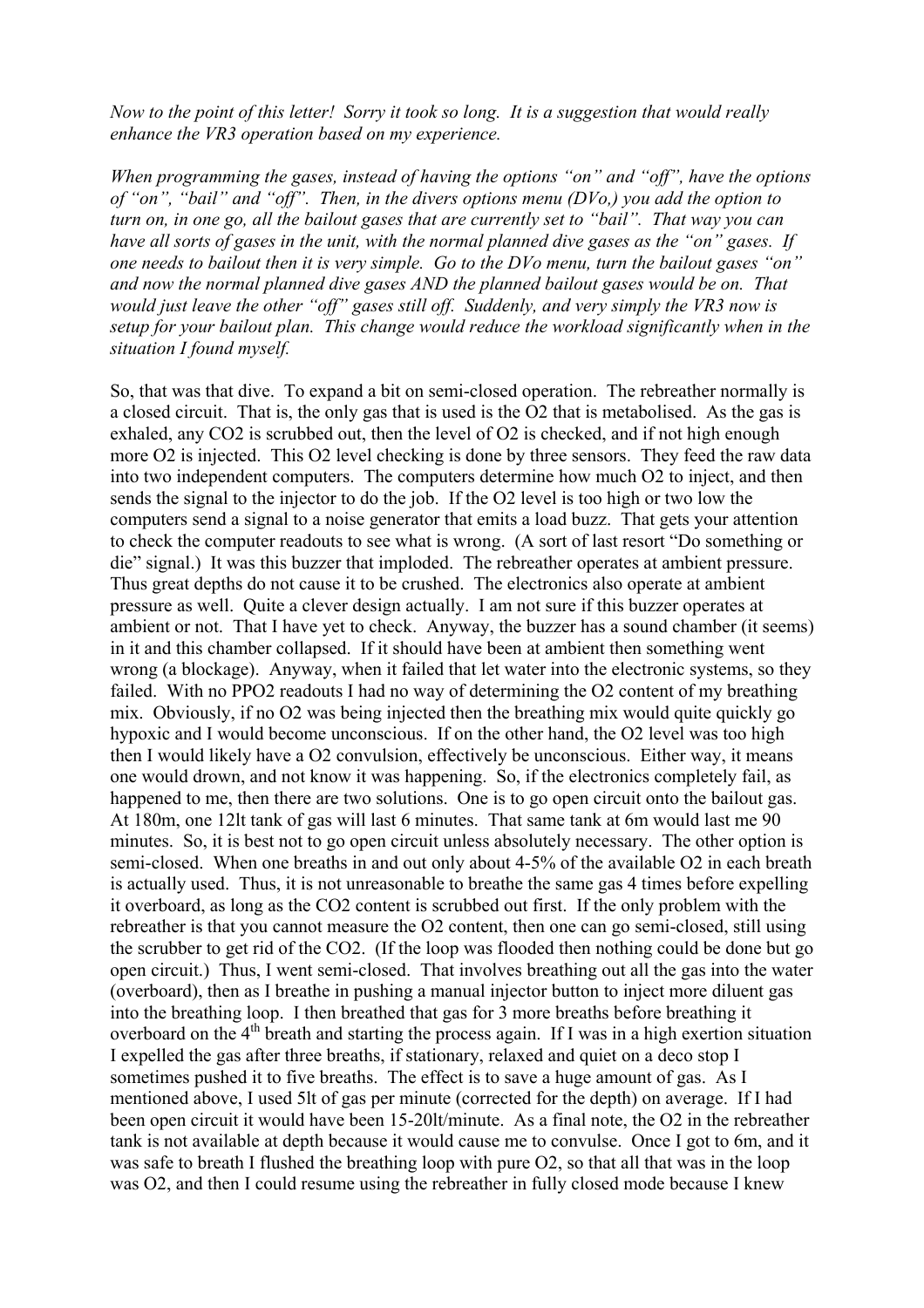*Now to the point of this letter! Sorry it took so long. It is a suggestion that would really enhance the VR3 operation based on my experience.*

*When programming the gases, instead of having the options "on" and "off", have the options of "on", "bail" and "off". Then, in the divers options menu (DVo,) you add the option to turn on, in one go, all the bailout gases that are currently set to "bail". That way you can have all sorts of gases in the unit, with the normal planned dive gases as the "on" gases. If one needs to bailout then it is very simple. Go to the DVo menu, turn the bailout gases "on" and now the normal planned dive gases AND the planned bailout gases would be on. That would just leave the other "off" gases still off. Suddenly, and very simply the VR3 now is setup for your bailout plan. This change would reduce the workload significantly when in the situation I found myself.*

So, that was that dive. To expand a bit on semi-closed operation. The rebreather normally is a closed circuit. That is, the only gas that is used is the $O_2$ that is metabolised. As the gas is exhaled, any $CO_2$ is scrubbed out, then the level of $O_2$ is checked, and if not high enough more $O_2$ is injected. This $O_2$ level checking is done by three sensors. They feed the raw data into two independent computers. The computers determine how much $O_2$ to inject, and then sends the signal to the injector to do the job. If the $O_2$ level is too high or two low the computers send a signal to a noise generator that emits a load buzz. That gets your attention to check the computer readouts to see what is wrong. (A sort of last resort "Do something or die" signal.) It was this buzzer that imploded. The rebreather operates at ambient pressure. Thus great depths do not cause it to be crushed. The electronics also operate at ambient pressure as well. Quite a clever design actually. I am not sure if this buzzer operates at ambient or not. That I have yet to check. Anyway, the buzzer has a sound chamber (it seems) in it and this chamber collapsed. If it should have been at ambient then something went wrong (a blockage). Anyway, when it failed that let water into the electronic systems, so they failed. With no $PPO_2$ readouts I had no way of determining the $O_2$ content of my breathing mix. Obviously, if no $O_2$ was being injected then the breathing mix would quite quickly go hypoxic and I would become unconscious. If on the other hand, the $O_2$ level was too high then I would likely have a $O_2$ convulsion, effectively be unconscious. Either way, it means one would drown, and not know it was happening. So, if the electronics completely fail, as happened to me, then there are two solutions. One is to go open circuit onto the bailout gas. At 180m, one 12lt tank of gas will last 6 minutes. That same tank at 6m would last me 90 minutes. So, it is best not to go open circuit unless absolutely necessary. The other option is semi-closed. When one breaths in and out only about 4-5% of the available $O_2$ in each breath is actually used. Thus, it is not unreasonable to breathe the same gas 4 times before expelling it overboard, as long as the $CO_2$ content is scrubbed out first. If the only problem with the rebreather is that you cannot measure the $O_2$ content, then one can go semi-closed, still using the scrubber to get rid of the $CO_2$. (If the loop was flooded then nothing could be done but go open circuit.) Thus, I went semi-closed. That involves breathing out all the gas into the water (overboard), then as I breathe in pushing a manual injector button to inject more diluent gas into the breathing loop. I then breathed that gas for 3 more breaths before breathing it overboard on the 4th breath and starting the process again. If I was in a high exertion situation I expelled the gas after three breaths, if stationary, relaxed and quiet on a deco stop I sometimes pushed it to five breaths. The effect is to save a huge amount of gas. As I mentioned above, I used 5lt of gas per minute (corrected for the depth) on average. If I had been open circuit it would have been 15-20lt/minute. As a final note, the $O_2$ in the rebreather tank is not available at depth because it would cause me to convulse. Once I got to 6m, and it was safe to breath I flushed the breathing loop with pure $O_2$, so that all that was in the loop was $O_2$, and then I could resume using the rebreather in fully closed mode because I knew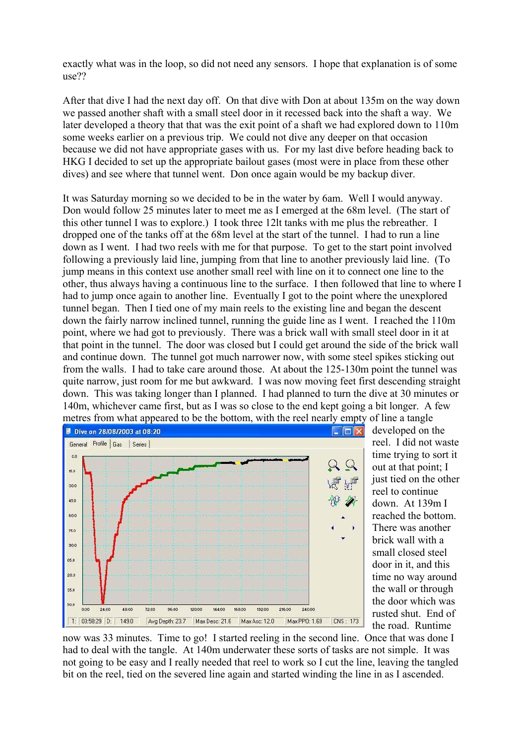exactly what was in the loop, so did not need any sensors. I hope that explanation is of some use??

After that dive I had the next day off. On that dive with Don at about 135m on the way down we passed another shaft with a small steel door in it recessed back into the shaft a way. We later developed a theory that that was the exit point of a shaft we had explored down to 110m some weeks earlier on a previous trip. We could not dive any deeper on that occasion because we did not have appropriate gases with us. For my last dive before heading back to HKG I decided to set up the appropriate bailout gases (most were in place from these other dives) and see where that tunnel went. Don once again would be my backup diver.

It was Saturday morning so we decided to be in the water by 6am. Well I would anyway. Don would follow 25 minutes later to meet me as I emerged at the 68m level. (The start of this other tunnel I was to explore.) I took three 12lt tanks with me plus the rebreather. I dropped one of the tanks off at the 68m level at the start of the tunnel. I had to run a line down as I went. I had two reels with me for that purpose. To get to the start point involved following a previously laid line, jumping from that line to another previously laid line. (To jump means in this context use another small reel with line on it to connect one line to the other, thus always having a continuous line to the surface. I then followed that line to where I had to jump once again to another line. Eventually I got to the point where the unexplored tunnel began. Then I tied one of my main reels to the existing line and began the descent down the fairly narrow inclined tunnel, running the guide line as I went. I reached the 110m point, where we had got to previously. There was a brick wall with small steel door in it at that point in the tunnel. The door was closed but I could get around the side of the brick wall and continue down. The tunnel got much narrower now, with some steel spikes sticking out from the walls. I had to take care around those. At about the 125-130m point the tunnel was quite narrow, just room for me but awkward. I was now moving feet first descending straight down. This was taking longer than I planned. I had planned to turn the dive at 30 minutes or 140m, whichever came first, but as I was so close to the end kept going a bit longer. A few metres from what appeared to be the bottom, with the reel nearly empty of line a tangle developed on the reel. I did not waste time trying to sort it out at that point; I just tied on the other reel to continue down. At 139m I reached the bottom. There was another brick wall with a small closed steel door in it, and this time no way around the wall or through the door which was rusted shut. End of the road. Runtime now was 33 minutes. Time to go! I started reeling in the second line. Once that was done I had to deal with the tangle. At 140m underwater these sorts of tasks are not simple. It was not going to be easy and I really needed that reel to work so I cut the line, leaving the tangled bit on the reel, tied on the severed line again and started winding the line in as I ascended.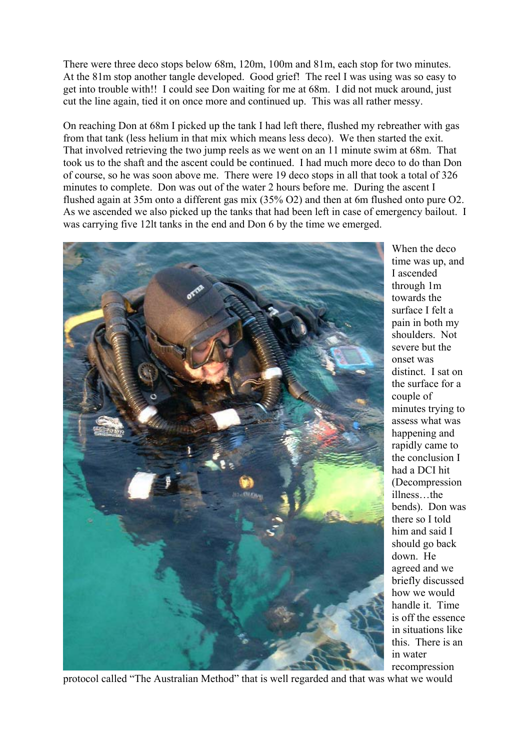There were three deco stops below 68m, 120m, 100m and 81m, each stop for two minutes. At the 81m stop another tangle developed. Good grief! The reel I was using was so easy to get into trouble with!! I could see Don waiting for me at 68m. I did not muck around, just cut the line again, tied it on once more and continued up. This was all rather messy.

On reaching Don at 68m I picked up the tank I had left there, flushed my rebreather with gas from that tank (less helium in that mix which means less deco). We then started the exit. That involved retrieving the two jump reels as we went on an 11 minute swim at 68m. That took us to the shaft and the ascent could be continued. I had much more deco to do than Don of course, so he was soon above me. There were 19 deco stops in all that took a total of 326 minutes to complete. Don was out of the water 2 hours before me. During the ascent I flushed again at 35m onto a different gas mix (35% $O_2$) and then at 6m flushed onto pure $O_2$. As we ascended we also picked up the tanks that had been left in case of emergency bailout. I was carrying five 12lt tanks in the end and Don 6 by the time we emerged.

When the deco time was up, and I ascended through 1m towards the surface I felt a pain in both my shoulders. Not severe but the onset was distinct. I sat on the surface for a couple of minutes trying to assess what was happening and rapidly came to the conclusion I had a DCI hit (Decompression illness…the bends). Don was there so I told him and said I should go back down. He agreed and we briefly discussed how we would handle it. Time is off the essence in situations like this. There is an in water recompression protocol called "The Australian Method" that is well regarded and that was what we would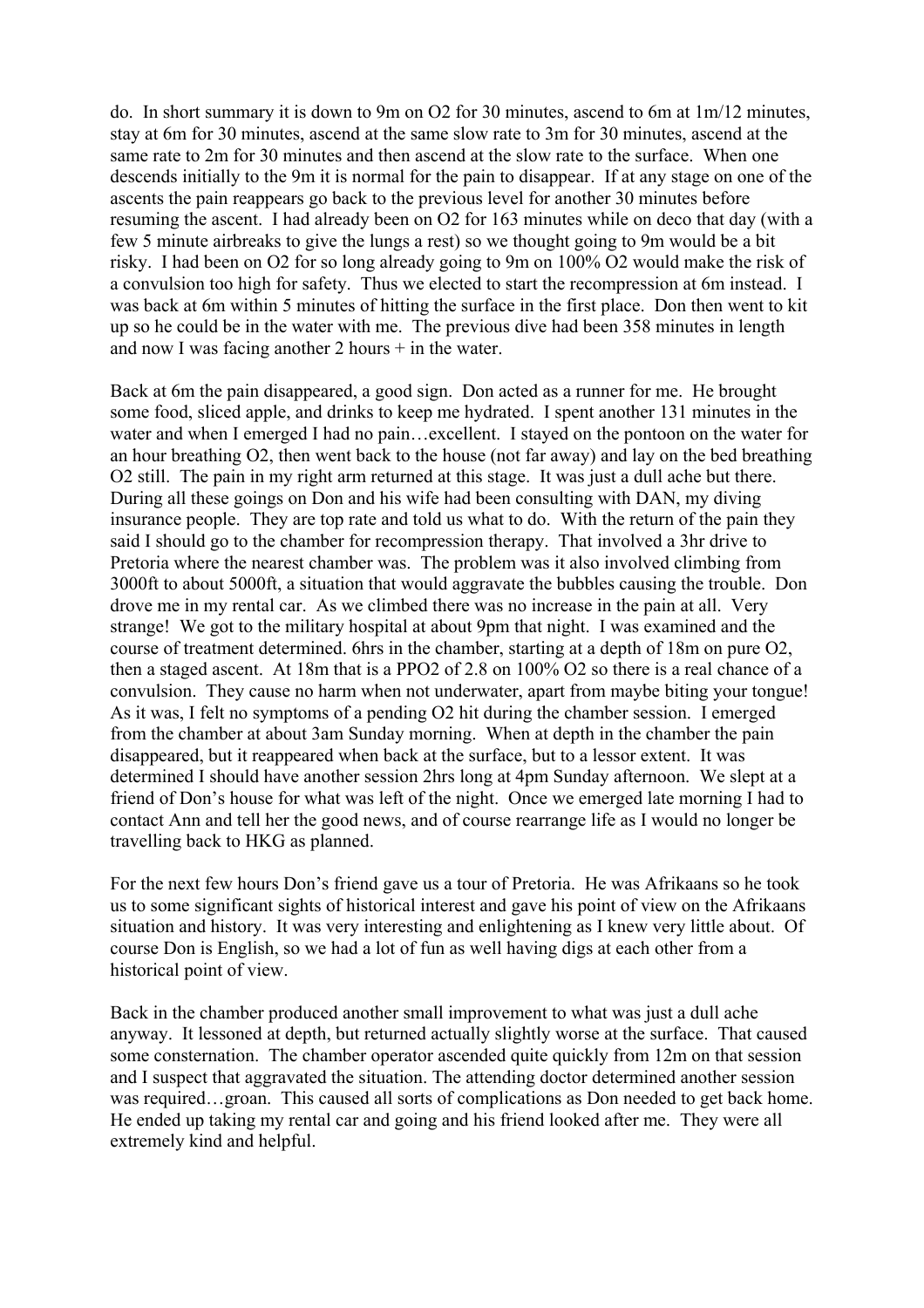do. In short summary it is down to 9m on O2 for 30 minutes, ascend to 6m at 1m/12 minutes, stay at 6m for 30 minutes, ascend at the same slow rate to 3m for 30 minutes, ascend at the same rate to 2m for 30 minutes and then ascend at the slow rate to the surface. When one descends initially to the 9m it is normal for the pain to disappear. If at any stage on one of the ascents the pain reappears go back to the previous level for another 30 minutes before resuming the ascent. I had already been on O2 for 163 minutes while on deco that day (with a few 5 minute airbreaks to give the lungs a rest) so we thought going to 9m would be a bit risky. I had been on O2 for so long already going to 9m on 100% O2 would make the risk of a convulsion too high for safety. Thus we elected to start the recompression at 6m instead. I was back at 6m within 5 minutes of hitting the surface in the first place. Don then went to kit up so he could be in the water with me. The previous dive had been 358 minutes in length and now I was facing another 2 hours + in the water.

Back at 6m the pain disappeared, a good sign. Don acted as a runner for me. He brought some food, sliced apple, and drinks to keep me hydrated. I spent another 131 minutes in the water and when I emerged I had no pain…excellent. I stayed on the pontoon on the water for an hour breathing O2, then went back to the house (not far away) and lay on the bed breathing O2 still. The pain in my right arm returned at this stage. It was just a dull ache but there. During all these goings on Don and his wife had been consulting with DAN, my diving insurance people. They are top rate and told us what to do. With the return of the pain they said I should go to the chamber for recompression therapy. That involved a 3hr drive to Pretoria where the nearest chamber was. The problem was it also involved climbing from 3000ft to about 5000ft, a situation that would aggravate the bubbles causing the trouble. Don drove me in my rental car. As we climbed there was no increase in the pain at all. Very strange! We got to the military hospital at about 9pm that night. I was examined and the course of treatment determined. 6hrs in the chamber, starting at a depth of 18m on pure O2, then a staged ascent. At 18m that is a PPO2 of 2.8 on 100% O2 so there is a real chance of a convulsion. They cause no harm when not underwater, apart from maybe biting your tongue! As it was, I felt no symptoms of a pending O2 hit during the chamber session. I emerged from the chamber at about 3am Sunday morning. When at depth in the chamber the pain disappeared, but it reappeared when back at the surface, but to a lessor extent. It was determined I should have another session 2hrs long at 4pm Sunday afternoon. We slept at a friend of Don's house for what was left of the night. Once we emerged late morning I had to contact Ann and tell her the good news, and of course rearrange life as I would no longer be travelling back to HKG as planned.

For the next few hours Don's friend gave us a tour of Pretoria. He was Afrikaans so he took us to some significant sights of historical interest and gave his point of view on the Afrikaans situation and history. It was very interesting and enlightening as I knew very little about. Of course Don is English, so we had a lot of fun as well having digs at each other from a historical point of view.

Back in the chamber produced another small improvement to what was just a dull ache anyway. It lessoned at depth, but returned actually slightly worse at the surface. That caused some consternation. The chamber operator ascended quite quickly from 12m on that session and I suspect that aggravated the situation. The attending doctor determined another session was required…groan. This caused all sorts of complications as Don needed to get back home. He ended up taking my rental car and going and his friend looked after me. They were all extremely kind and helpful.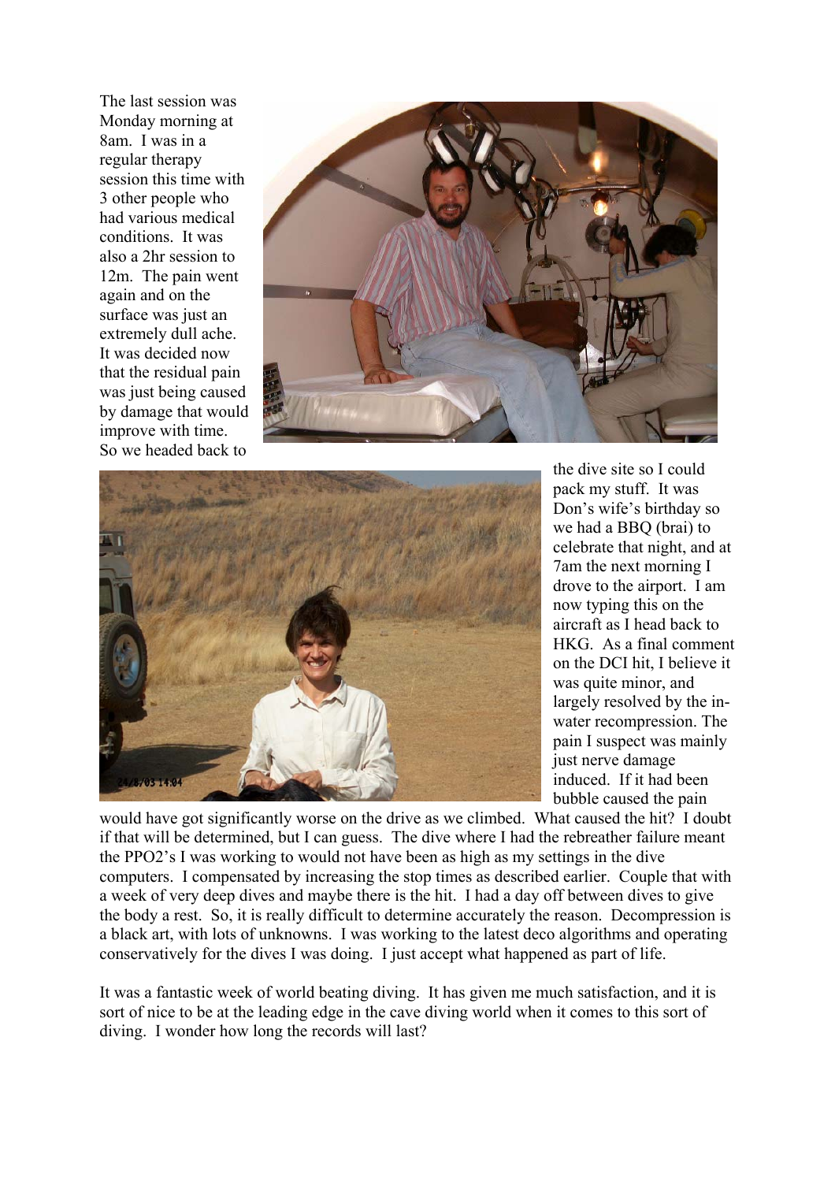The last session was Monday morning at 8am. I was in a regular therapy session this time with 3 other people who had various medical conditions. It was also a 2hr session to 12m. The pain went again and on the surface was just an extremely dull ache. It was decided now that the residual pain was just being caused by damage that would improve with time. So we headed back to the dive site so I could pack my stuff. It was Don's wife's birthday so we had a BBQ (brai) to celebrate that night, and at 7am the next morning I drove to the airport. I am now typing this on the aircraft as I head back to HKG. As a final comment on the DCI hit, I believe it was quite minor, and largely resolved by the in-water recompression. The pain I suspect was mainly just nerve damage induced. If it had been bubble caused the pain would have got significantly worse on the drive as we climbed. What caused the hit? I doubt if that will be determined, but I can guess. The dive where I had the rebreather failure meant the PPO2's I was working to would not have been as high as my settings in the dive computers. I compensated by increasing the stop times as described earlier. Couple that with a week of very deep dives and maybe there is the hit. I had a day off between dives to give the body a rest. So, it is really difficult to determine accurately the reason. Decompression is a black art, with lots of unknowns. I was working to the latest deco algorithms and operating conservatively for the dives I was doing. I just accept what happened as part of life.

It was a fantastic week of world beating diving. It has given me much satisfaction, and it is sort of nice to be at the leading edge in the cave diving world when it comes to this sort of diving. I wonder how long the records will last?